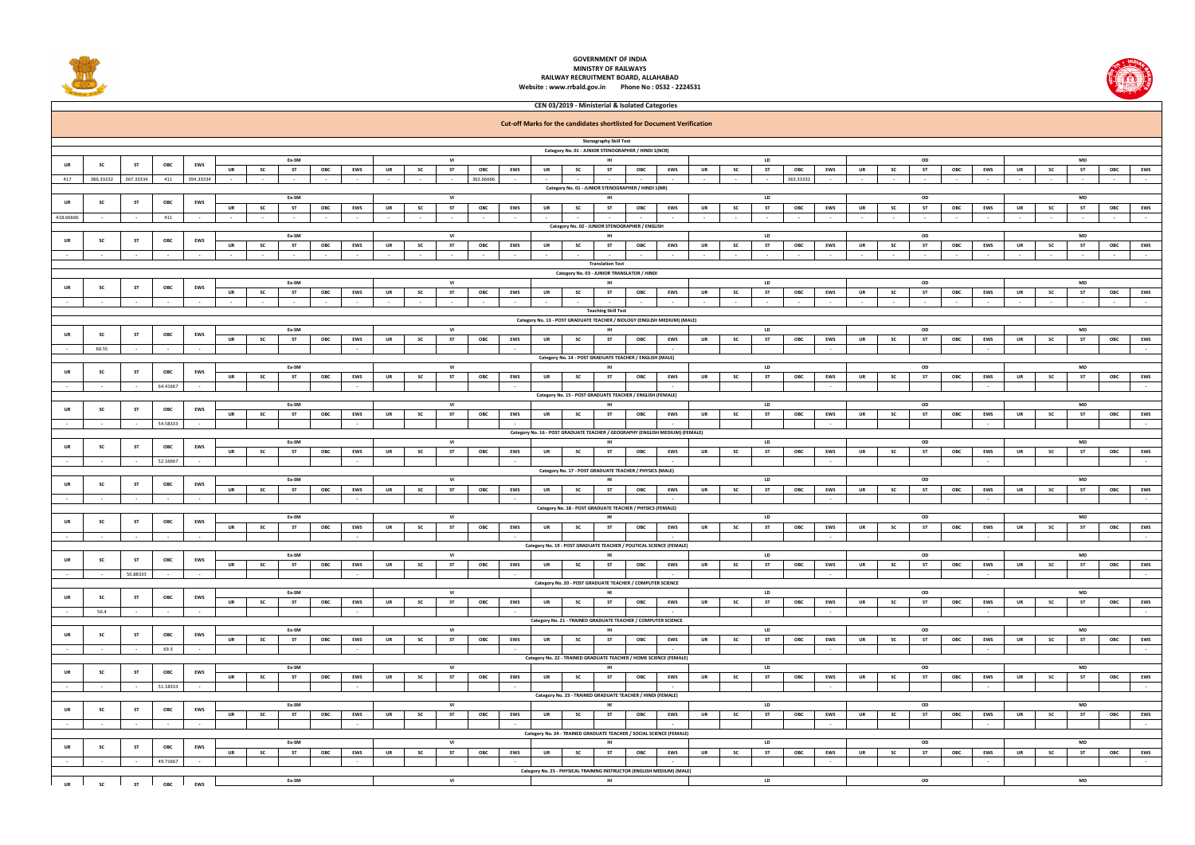# GOVERNMENT OF INDIA
## MINISTRY OF RAILWAYS
## RAILWAY RECRUITMENT BOARD, ALLAHABAD
**Website : www.rrbald.gov.in Phone No : 0532 - 2224531**

## CEN 03/2019 - Ministerial & Isolated Categories

### Cut-off Marks for the candidates shortlisted for Document Verification

### Stenography Skill Test

**Category No. 01 - JUNIOR STENOGRAPHER / HINDI 1(NCR)**

| UR | SC | ST | OBC | EWS | Ex-SM | | | | | VI | | | | | HI | | | | | LD | | | | | OD | | | | | MD | | | | |
|---|---|---|---|---|---|---|---|---|---|---|---|---|---|---|---|---|---|---|---|---|---|---|---|---|---|---|---|---|---|---|---|---|---|---|
| | | | | | UR | SC | ST | OBC | EWS | UR | SC | ST | OBC | EWS | UR | SC | ST | OBC | EWS | UR | SC | ST | OBC | EWS | UR | SC | ST | OBC | EWS | UR | SC | ST | OBC | EWS |
| 417 | 386.33332 | 367.33334 | 411 | 394.33334 | - | - | - | - | - | - | - | - | 362.66666 | - | - | - | - | - | - | - | - | - | 363.33332 | - | - | - | - | - | - | - | - | - | - | - |

**Category No. 01 - JUNIOR STENOGRAPHER / HINDI 1(NR)**

| UR | SC | ST | OBC | EWS | Ex-SM | | | | | VI | | | | | HI | | | | | LD | | | | | OD | | | | | MD | | | | |
|---|---|---|---|---|---|---|---|---|---|---|---|---|---|---|---|---|---|---|---|---|---|---|---|---|---|---|---|---|---|---|---|---|---|---|
| | | | | | UR | SC | ST | OBC | EWS | UR | SC | ST | OBC | EWS | UR | SC | ST | OBC | EWS | UR | SC | ST | OBC | EWS | UR | SC | ST | OBC | EWS | UR | SC | ST | OBC | EWS |
| 418.66666 | - | - | 411 | - | - | - | - | - | - | - | - | - | - | - | - | - | - | - | - | - | - | - | - | - | - | - | - | - | - | - | - | - | - | - |

**Category No. 02 - JUNIOR STENOGRAPHER / ENGLISH**

| UR | SC | ST | OBC | EWS | Ex-SM | | | | | VI | | | | | HI | | | | | LD | | | | | OD | | | | | MD | | | | |
|---|---|---|---|---|---|---|---|---|---|---|---|---|---|---|---|---|---|---|---|---|---|---|---|---|---|---|---|---|---|---|---|---|---|---|
| | | | | | UR | SC | ST | OBC | EWS | UR | SC | ST | OBC | EWS | UR | SC | ST | OBC | EWS | UR | SC | ST | OBC | EWS | UR | SC | ST | OBC | EWS | UR | SC | ST | OBC | EWS |
| - | - | - | - | - | - | - | - | - | - | - | - | - | - | - | - | - | - | - | - | - | - | - | - | - | - | - | - | - | - | - | - | - | - | - |

### Translation Test

**Category No. 03 - JUNIOR TRANSLATOR / HINDI**

| UR | SC | ST | OBC | EWS | Ex-SM | | | | | VI | | | | | HI | | | | | LD | | | | | OD | | | | | MD | | | | |
|---|---|---|---|---|---|---|---|---|---|---|---|---|---|---|---|---|---|---|---|---|---|---|---|---|---|---|---|---|---|---|---|---|---|---|
| | | | | | UR | SC | ST | OBC | EWS | UR | SC | ST | OBC | EWS | UR | SC | ST | OBC | EWS | UR | SC | ST | OBC | EWS | UR | SC | ST | OBC | EWS | UR | SC | ST | OBC | EWS |
| - | - | - | - | - | - | - | - | - | - | - | - | - | - | - | - | - | - | - | - | - | - | - | - | - | - | - | - | - | - | - | - | - | - | - |

### Teaching Skill Test

**Category No. 13 - POST GRADUATE TEACHER / BIOLOGY (ENGLISH MEDIUM) (MALE)**

| UR | SC | ST | OBC | EWS | Ex-SM | | | | | VI | | | | | HI | | | | | LD | | | | | OD | | | | | MD | | | | |
|---|---|---|---|---|---|---|---|---|---|---|---|---|---|---|---|---|---|---|---|---|---|---|---|---|---|---|---|---|---|---|---|---|---|---|
| | | | | | UR | SC | ST | OBC | EWS | UR | SC | ST | OBC | EWS | UR | SC | ST | OBC | EWS | UR | SC | ST | OBC | EWS | UR | SC | ST | OBC | EWS | UR | SC | ST | OBC | EWS |
| - | 60.55 | - | - | - | | | | | - | | | | | - | | | | | - | | | | | - | | | | | - | | | | | - |

**Category No. 14 - POST GRADUATE TEACHER / ENGLISH (MALE)**

| UR | SC | ST | OBC | EWS | Ex-SM | | | | | VI | | | | | HI | | | | | LD | | | | | OD | | | | | MD | | | | |
|---|---|---|---|---|---|---|---|---|---|---|---|---|---|---|---|---|---|---|---|---|---|---|---|---|---|---|---|---|---|---|---|---|---|---|
| | | | | | UR | SC | ST | OBC | EWS | UR | SC | ST | OBC | EWS | UR | SC | ST | OBC | EWS | UR | SC | ST | OBC | EWS | UR | SC | ST | OBC | EWS | UR | SC | ST | OBC | EWS |
| - | - | - | 64.41667 | - | | | | | - | | | | | - | | | | | - | | | | | - | | | | | - | | | | | - |

**Category No. 15 - POST GRADUATE TEACHER / ENGLISH (FEMALE)**

| UR | SC | ST | OBC | EWS | Ex-SM | | | | | VI | | | | | HI | | | | | LD | | | | | OD | | | | | MD | | | | |
|---|---|---|---|---|---|---|---|---|---|---|---|---|---|---|---|---|---|---|---|---|---|---|---|---|---|---|---|---|---|---|---|---|---|---|
| | | | | | UR | SC | ST | OBC | EWS | UR | SC | ST | OBC | EWS | UR | SC | ST | OBC | EWS | UR | SC | ST | OBC | EWS | UR | SC | ST | OBC | EWS | UR | SC | ST | OBC | EWS |
| - | - | - | 54.58333 | - | | | | | - | | | | | - | | | | | - | | | | | - | | | | | - | | | | | - |

**Category No. 16 - POST GRADUATE TEACHER / GEOGRAPHY (ENGLISH MEDIUM) (FEMALE)**

| UR | SC | ST | OBC | EWS | Ex-SM | | | | | VI | | | | | HI | | | | | LD | | | | | OD | | | | | MD | | | | |
|---|---|---|---|---|---|---|---|---|---|---|---|---|---|---|---|---|---|---|---|---|---|---|---|---|---|---|---|---|---|---|---|---|---|---|
| | | | | | UR | SC | ST | OBC | EWS | UR | SC | ST | OBC | EWS | UR | SC | ST | OBC | EWS | UR | SC | ST | OBC | EWS | UR | SC | ST | OBC | EWS | UR | SC | ST | OBC | EWS |
| - | - | - | 52.16667 | - | | | | | - | | | | | - | | | | | - | | | | | - | | | | | - | | | | | - |

**Category No. 17 - POST GRADUATE TEACHER / PHYSICS (MALE)**

| UR | SC | ST | OBC | EWS | Ex-SM | | | | | VI | | | | | HI | | | | | LD | | | | | OD | | | | | MD | | | | |
|---|---|---|---|---|---|---|---|---|---|---|---|---|---|---|---|---|---|---|---|---|---|---|---|---|---|---|---|---|---|---|---|---|---|---|
| | | | | | UR | SC | ST | OBC | EWS | UR | SC | ST | OBC | EWS | UR | SC | ST | OBC | EWS | UR | SC | ST | OBC | EWS | UR | SC | ST | OBC | EWS | UR | SC | ST | OBC | EWS |
| - | - | - | - | - | | | | | - | | | | | - | | | | | - | | | | | - | | | | | - | | | | | - |

**Category No. 18 - POST GRADUATE TEACHER / PHYSICS (FEMALE)**

| UR | SC | ST | OBC | EWS | Ex-SM | | | | | VI | | | | | HI | | | | | LD | | | | | OD | | | | | MD | | | | |
|---|---|---|---|---|---|---|---|---|---|---|---|---|---|---|---|---|---|---|---|---|---|---|---|---|---|---|---|---|---|---|---|---|---|---|
| | | | | | UR | SC | ST | OBC | EWS | UR | SC | ST | OBC | EWS | UR | SC | ST | OBC | EWS | UR | SC | ST | OBC | EWS | UR | SC | ST | OBC | EWS | UR | SC | ST | OBC | EWS |
| - | - | - | - | - | | | | | - | | | | | - | | | | | - | | | | | - | | | | | - | | | | | - |

**Category No. 19 - POST GRADUATE TEACHER / POLITICAL SCIENCE (FEMALE)**

| UR | SC | ST | OBC | EWS | Ex-SM | | | | | VI | | | | | HI | | | | | LD | | | | | OD | | | | | MD | | | | |
|---|---|---|---|---|---|---|---|---|---|---|---|---|---|---|---|---|---|---|---|---|---|---|---|---|---|---|---|---|---|---|---|---|---|---|
| | | | | | UR | SC | ST | OBC | EWS | UR | SC | ST | OBC | EWS | UR | SC | ST | OBC | EWS | UR | SC | ST | OBC | EWS | UR | SC | ST | OBC | EWS | UR | SC | ST | OBC | EWS |
| - | - | 50.88333 | - | - | | | | | - | | | | | - | | | | | - | | | | | - | | | | | - | | | | | - |

**Category No. 20 - POST GRADUATE TEACHER / COMPUTER SCIENCE**

| UR | SC | ST | OBC | EWS | Ex-SM | | | | | VI | | | | | HI | | | | | LD | | | | | OD | | | | | MD | | | | |
|---|---|---|---|---|---|---|---|---|---|---|---|---|---|---|---|---|---|---|---|---|---|---|---|---|---|---|---|---|---|---|---|---|---|---|
| | | | | | UR | SC | ST | OBC | EWS | UR | SC | ST | OBC | EWS | UR | SC | ST | OBC | EWS | UR | SC | ST | OBC | EWS | UR | SC | ST | OBC | EWS | UR | SC | ST | OBC | EWS |
| - | 56.4 | - | - | - | | | | | - | | | | | - | | | | | - | | | | | - | | | | | - | | | | | - |

**Category No. 21 - TRAINED GRADUATE TEACHER / COMPUTER SCIENCE**

| UR | SC | ST | OBC | EWS | Ex-SM | | | | | VI | | | | | HI | | | | | LD | | | | | OD | | | | | MD | | | | |
|---|---|---|---|---|---|---|---|---|---|---|---|---|---|---|---|---|---|---|---|---|---|---|---|---|---|---|---|---|---|---|---|---|---|---|
| | | | | | UR | SC | ST | OBC | EWS | UR | SC | ST | OBC | EWS | UR | SC | ST | OBC | EWS | UR | SC | ST | OBC | EWS | UR | SC | ST | OBC | EWS | UR | SC | ST | OBC | EWS |
| - | - | - | 69.3 | - | | | | | - | | | | | - | | | | | - | | | | | - | | | | | - | | | | | - |

**Category No. 22 - TRAINED GRADUATE TEACHER / HOME SCIENCE (FEMALE)**

| UR | SC | ST | OBC | EWS | Ex-SM | | | | | VI | | | | | HI | | | | | LD | | | | | OD | | | | | MD | | | | |
|---|---|---|---|---|---|---|---|---|---|---|---|---|---|---|---|---|---|---|---|---|---|---|---|---|---|---|---|---|---|---|---|---|---|---|
| | | | | | UR | SC | ST | OBC | EWS | UR | SC | ST | OBC | EWS | UR | SC | ST | OBC | EWS | UR | SC | ST | OBC | EWS | UR | SC | ST | OBC | EWS | UR | SC | ST | OBC | EWS |
| - | - | - | 51.18333 | - | | | | | - | | | | | - | | | | | - | | | | | - | | | | | - | | | | | - |

**Category No. 23 - TRAINED GRADUATE TEACHER / HINDI (FEMALE)**

| UR | SC | ST | OBC | EWS | Ex-SM | | | | | VI | | | | | HI | | | | | LD | | | | | OD | | | | | MD | | | | |
|---|---|---|---|---|---|---|---|---|---|---|---|---|---|---|---|---|---|---|---|---|---|---|---|---|---|---|---|---|---|---|---|---|---|---|
| | | | | | UR | SC | ST | OBC | EWS | UR | SC | ST | OBC | EWS | UR | SC | ST | OBC | EWS | UR | SC | ST | OBC | EWS | UR | SC | ST | OBC | EWS | UR | SC | ST | OBC | EWS |
| - | - | - | - | - | | | | | - | | | | | - | | | | | - | | | | | - | | | | | - | | | | | - |

**Category No. 24 - TRAINED GRADUATE TEACHER / SOCIAL SCIENCE (FEMALE)**

| UR | SC | ST | OBC | EWS | Ex-SM | | | | | VI | | | | | HI | | | | | LD | | | | | OD | | | | | MD | | | | |
|---|---|---|---|---|---|---|---|---|---|---|---|---|---|---|---|---|---|---|---|---|---|---|---|---|---|---|---|---|---|---|---|---|---|---|
| | | | | | UR | SC | ST | OBC | EWS | UR | SC | ST | OBC | EWS | UR | SC | ST | OBC | EWS | UR | SC | ST | OBC | EWS | UR | SC | ST | OBC | EWS | UR | SC | ST | OBC | EWS |
| - | - | - | 49.71667 | - | | | | | - | | | | | - | | | | | - | | | | | - | | | | | - | | | | | - |

**Category No. 25 - PHYSICAL TRAINING INSTRUCTOR (ENGLISH MEDIUM) (MALE)**

| UR | SC | ST | OBC | EWS | Ex-SM | | | | | VI | | | | | HI | | | | | LD | | | | | OD | | | | | MD | | | | |
|---|---|---|---|---|---|---|---|---|---|---|---|---|---|---|---|---|---|---|---|---|---|---|---|---|---|---|---|---|---|---|---|---|---|---|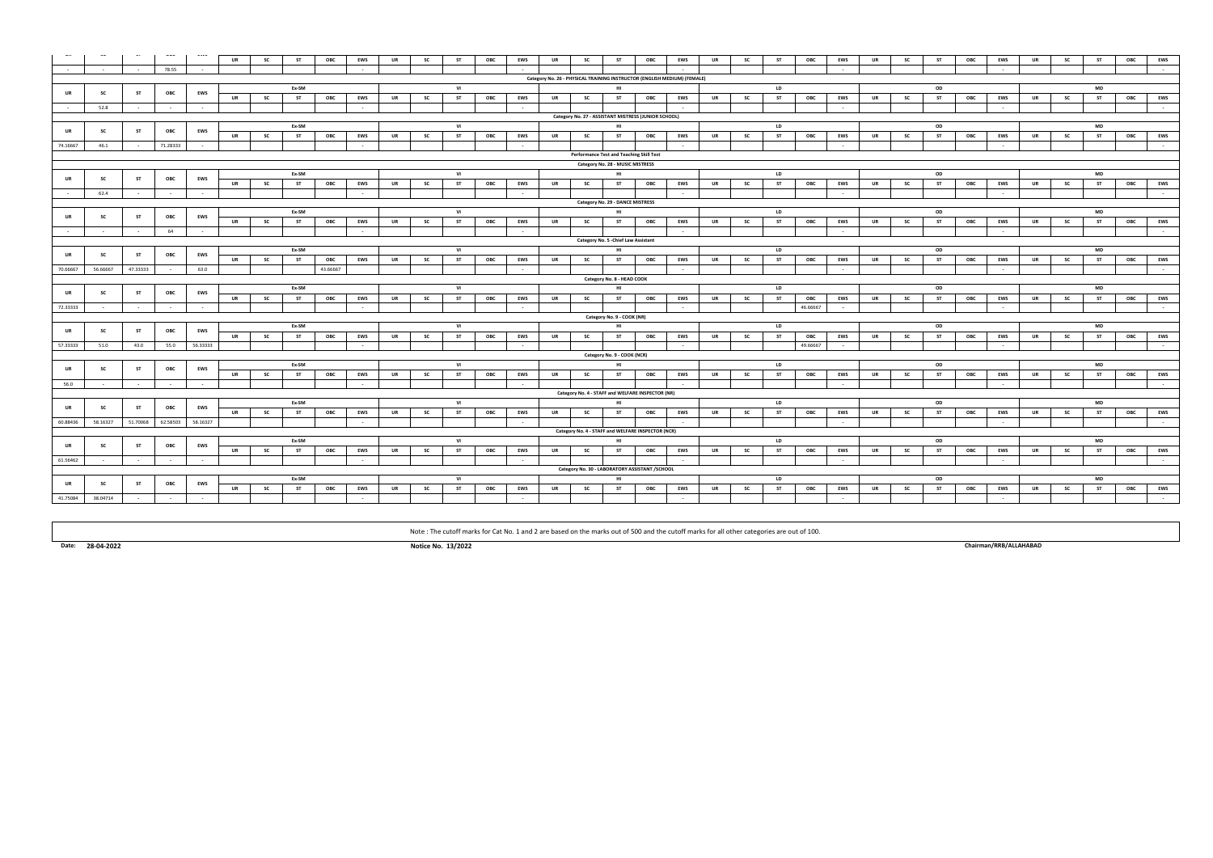| UR | SC | ST | OBC | EWS | Ex-SM | | | | | VI | | | | | HI | | | | | LD | | | | | OD | | | | | MD | | | | |
|---|---|---|---|---|---|---|---|---|---|---|---|---|---|---|---|---|---|---|---|---|---|---|---|---|---|---|---|---|---|---|---|---|---|---|
| | | | | | UR | SC | ST | OBC | EWS | UR | SC | ST | OBC | EWS | UR | SC | ST | OBC | EWS | UR | SC | ST | OBC | EWS | UR | SC | ST | OBC | EWS | UR | SC | ST | OBC | EWS |
| - | - | - | 78.55 | - | | | | | - | | | | | - | | | | | - | | | | | - | | | | | - | | | | | - |

**Category No. 26 - PHYSICAL TRAINING INSTRUCTOR (ENGLISH MEDIUM) (FEMALE)**

| UR | SC | ST | OBC | EWS | Ex-SM | | | | | VI | | | | | HI | | | | | LD | | | | | OD | | | | | MD | | | | |
|---|---|---|---|---|---|---|---|---|---|---|---|---|---|---|---|---|---|---|---|---|---|---|---|---|---|---|---|---|---|---|---|---|---|---|
| | | | | | UR | SC | ST | OBC | EWS | UR | SC | ST | OBC | EWS | UR | SC | ST | OBC | EWS | UR | SC | ST | OBC | EWS | UR | SC | ST | OBC | EWS | UR | SC | ST | OBC | EWS |
| - | 52.8 | - | - | - | | | | | - | | | | | - | | | | | - | | | | | - | | | | | - | | | | | - |

**Category No. 27 - ASSISTANT MISTRESS (JUNIOR SCHOOL)**

| UR | SC | ST | OBC | EWS | Ex-SM | | | | | VI | | | | | HI | | | | | LD | | | | | OD | | | | | MD | | | | |
|---|---|---|---|---|---|---|---|---|---|---|---|---|---|---|---|---|---|---|---|---|---|---|---|---|---|---|---|---|---|---|---|---|---|---|
| | | | | | UR | SC | ST | OBC | EWS | UR | SC | ST | OBC | EWS | UR | SC | ST | OBC | EWS | UR | SC | ST | OBC | EWS | UR | SC | ST | OBC | EWS | UR | SC | ST | OBC | EWS |
| 74.16667 | 46.1 | - | 71.28333 | - | | | | | - | | | | | - | | | | | - | | | | | - | | | | | - | | | | | - |

**Performance Test and Teaching Skill Test**

**Category No. 28 - MUSIC MISTRESS**

| UR | SC | ST | OBC | EWS | Ex-SM | | | | | VI | | | | | HI | | | | | LD | | | | | OD | | | | | MD | | | | |
|---|---|---|---|---|---|---|---|---|---|---|---|---|---|---|---|---|---|---|---|---|---|---|---|---|---|---|---|---|---|---|---|---|---|---|
| | | | | | UR | SC | ST | OBC | EWS | UR | SC | ST | OBC | EWS | UR | SC | ST | OBC | EWS | UR | SC | ST | OBC | EWS | UR | SC | ST | OBC | EWS | UR | SC | ST | OBC | EWS |
| - | 62.4 | - | - | - | | | | | - | | | | | - | | | | | - | | | | | - | | | | | - | | | | | - |

**Category No. 29 - DANCE MISTRESS**

| UR | SC | ST | OBC | EWS | Ex-SM | | | | | VI | | | | | HI | | | | | LD | | | | | OD | | | | | MD | | | | |
|---|---|---|---|---|---|---|---|---|---|---|---|---|---|---|---|---|---|---|---|---|---|---|---|---|---|---|---|---|---|---|---|---|---|---|
| | | | | | UR | SC | ST | OBC | EWS | UR | SC | ST | OBC | EWS | UR | SC | ST | OBC | EWS | UR | SC | ST | OBC | EWS | UR | SC | ST | OBC | EWS | UR | SC | ST | OBC | EWS |
| - | - | - | 64 | - | | | | | - | | | | | - | | | | | - | | | | | - | | | | | - | | | | | - |

**Category No. 5 -Chief Law Assistant**

| UR | SC | ST | OBC | EWS | Ex-SM | | | | | VI | | | | | HI | | | | | LD | | | | | OD | | | | | MD | | | | |
|---|---|---|---|---|---|---|---|---|---|---|---|---|---|---|---|---|---|---|---|---|---|---|---|---|---|---|---|---|---|---|---|---|---|---|
| | | | | | UR | SC | ST | OBC | EWS | UR | SC | ST | OBC | EWS | UR | SC | ST | OBC | EWS | UR | SC | ST | OBC | EWS | UR | SC | ST | OBC | EWS | UR | SC | ST | OBC | EWS |
| 70.66667 | 56.66667 | 47.33333 | - | 63.0 | | | | 43.66667 | | | | | | - | | | | | - | | | | | - | | | | | - | | | | | - |

**Category No. 8 - HEAD COOK**

| UR | SC | ST | OBC | EWS | Ex-SM | | | | | VI | | | | | HI | | | | | LD | | | | | OD | | | | | MD | | | | |
|---|---|---|---|---|---|---|---|---|---|---|---|---|---|---|---|---|---|---|---|---|---|---|---|---|---|---|---|---|---|---|---|---|---|---|
| | | | | | UR | SC | ST | OBC | EWS | UR | SC | ST | OBC | EWS | UR | SC | ST | OBC | EWS | UR | SC | ST | OBC | EWS | UR | SC | ST | OBC | EWS | UR | SC | ST | OBC | EWS |
| 72.33333 | - | - | - | - | | | | | - | | | | | - | | | | | - | | | | 46.66667 | - | | | | | - | | | | | - |

**Category No. 9 - COOK (NR)**

| UR | SC | ST | OBC | EWS | Ex-SM | | | | | VI | | | | | HI | | | | | LD | | | | | OD | | | | | MD | | | | |
|---|---|---|---|---|---|---|---|---|---|---|---|---|---|---|---|---|---|---|---|---|---|---|---|---|---|---|---|---|---|---|---|---|---|---|
| | | | | | UR | SC | ST | OBC | EWS | UR | SC | ST | OBC | EWS | UR | SC | ST | OBC | EWS | UR | SC | ST | OBC | EWS | UR | SC | ST | OBC | EWS | UR | SC | ST | OBC | EWS |
| 57.33333 | 51.0 | 43.0 | 55.0 | 56.33333 | | | | | - | | | | | - | | | | | - | | | | 49.66667 | - | | | | | - | | | | | - |

**Category No. 9 - COOK (NCR)**

| UR | SC | ST | OBC | EWS | Ex-SM | | | | | VI | | | | | HI | | | | | LD | | | | | OD | | | | | MD | | | | |
|---|---|---|---|---|---|---|---|---|---|---|---|---|---|---|---|---|---|---|---|---|---|---|---|---|---|---|---|---|---|---|---|---|---|---|
| | | | | | UR | SC | ST | OBC | EWS | UR | SC | ST | OBC | EWS | UR | SC | ST | OBC | EWS | UR | SC | ST | OBC | EWS | UR | SC | ST | OBC | EWS | UR | SC | ST | OBC | EWS |
| 56.0 | - | - | - | - | | | | | - | | | | | - | | | | | - | | | | | - | | | | | - | | | | | - |

**Category No. 4 - STAFF and WELFARE INSPECTOR (NR)**

| UR | SC | ST | OBC | EWS | Ex-SM | | | | | VI | | | | | HI | | | | | LD | | | | | OD | | | | | MD | | | | |
|---|---|---|---|---|---|---|---|---|---|---|---|---|---|---|---|---|---|---|---|---|---|---|---|---|---|---|---|---|---|---|---|---|---|---|
| | | | | | UR | SC | ST | OBC | EWS | UR | SC | ST | OBC | EWS | UR | SC | ST | OBC | EWS | UR | SC | ST | OBC | EWS | UR | SC | ST | OBC | EWS | UR | SC | ST | OBC | EWS |
| 60.88436 | 58.16327 | 51.70068 | 62.58503 | 58.16327 | | | | | - | | | | | - | | | | | - | | | | | - | | | | | - | | | | | - |

**Category No. 4 - STAFF and WELFARE INSPECTOR (NCR)**

| UR | SC | ST | OBC | EWS | Ex-SM | | | | | VI | | | | | HI | | | | | LD | | | | | OD | | | | | MD | | | | |
|---|---|---|---|---|---|---|---|---|---|---|---|---|---|---|---|---|---|---|---|---|---|---|---|---|---|---|---|---|---|---|---|---|---|---|
| | | | | | UR | SC | ST | OBC | EWS | UR | SC | ST | OBC | EWS | UR | SC | ST | OBC | EWS | UR | SC | ST | OBC | EWS | UR | SC | ST | OBC | EWS | UR | SC | ST | OBC | EWS |
| 61.56462 | - | - | - | - | | | | | - | | | | | - | | | | | - | | | | | - | | | | | - | | | | | - |

**Category No. 30 - LABORATORY ASSISTANT /SCHOOL**

| UR | SC | ST | OBC | EWS | Ex-SM | | | | | VI | | | | | HI | | | | | LD | | | | | OD | | | | | MD | | | | |
|---|---|---|---|---|---|---|---|---|---|---|---|---|---|---|---|---|---|---|---|---|---|---|---|---|---|---|---|---|---|---|---|---|---|---|
| | | | | | UR | SC | ST | OBC | EWS | UR | SC | ST | OBC | EWS | UR | SC | ST | OBC | EWS | UR | SC | ST | OBC | EWS | UR | SC | ST | OBC | EWS | UR | SC | ST | OBC | EWS |
| 41.75084 | 38.04714 | - | - | - | | | | | - | | | | | - | | | | | - | | | | | - | | | | | - | | | | | - |

Note : The cutoff marks for Cat No. 1 and 2 are based on the marks out of 500 and the cutoff marks for all other categories are out of 100.

Date: 28-04-2022

Notice No. 13/2022

Chairman/RRB/ALLAHABAD